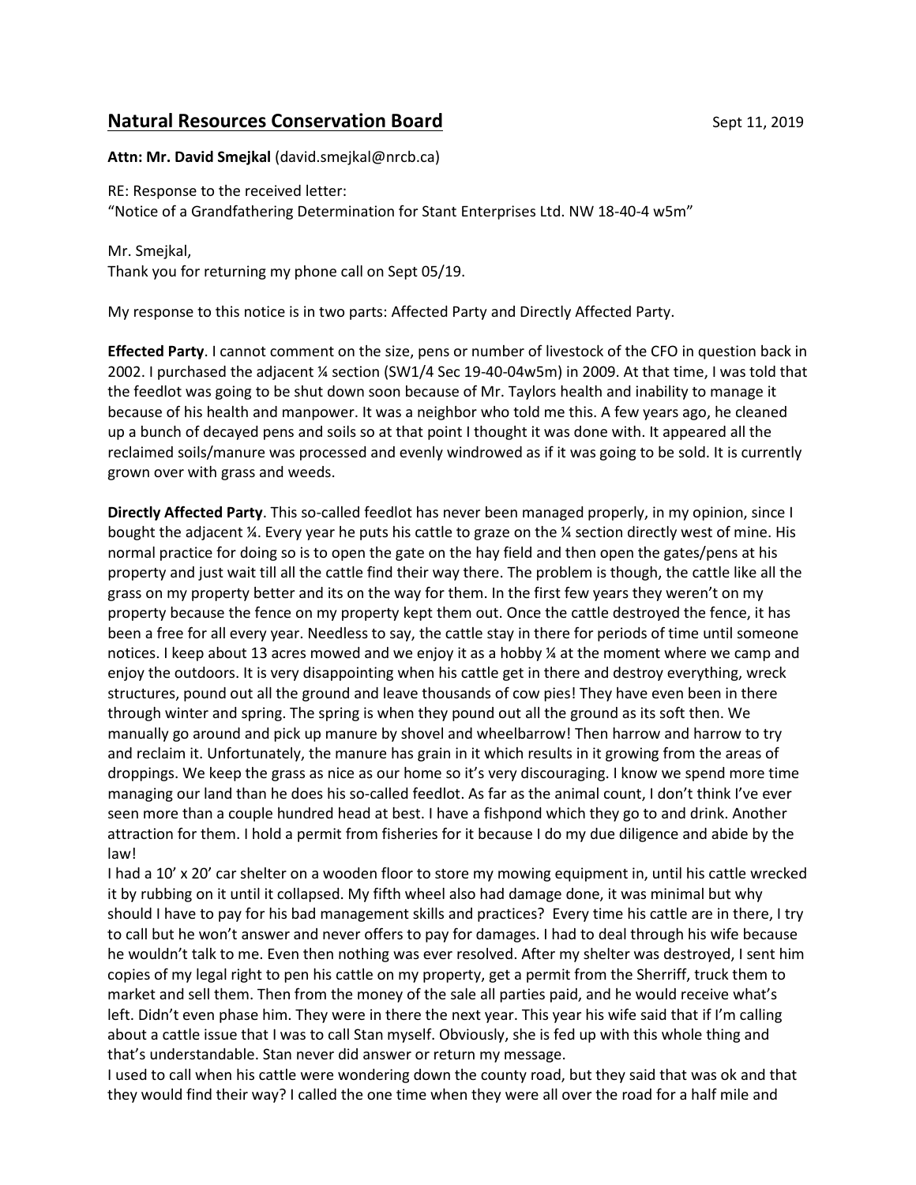## **Natural Resources Conservation Board**

Sept 11, 2019

**Attn: Mr. David Smejkal** (david.smejkal@nrcb.ca)

RE: Response to the received letter:
"Notice of a Grandfathering Determination for Stant Enterprises Ltd. NW 18-40-4 w5m"

Mr. Smejkal,
Thank you for returning my phone call on Sept 05/19.

My response to this notice is in two parts: Affected Party and Directly Affected Party.

**Effected Party**. I cannot comment on the size, pens or number of livestock of the CFO in question back in 2002. I purchased the adjacent ¼ section (SW1/4 Sec 19-40-04w5m) in 2009. At that time, I was told that the feedlot was going to be shut down soon because of Mr. Taylors health and inability to manage it because of his health and manpower. It was a neighbor who told me this. A few years ago, he cleaned up a bunch of decayed pens and soils so at that point I thought it was done with. It appeared all the reclaimed soils/manure was processed and evenly windrowed as if it was going to be sold. It is currently grown over with grass and weeds.

**Directly Affected Party**. This so-called feedlot has never been managed properly, in my opinion, since I bought the adjacent ¼. Every year he puts his cattle to graze on the ¼ section directly west of mine. His normal practice for doing so is to open the gate on the hay field and then open the gates/pens at his property and just wait till all the cattle find their way there. The problem is though, the cattle like all the grass on my property better and its on the way for them. In the first few years they weren't on my property because the fence on my property kept them out. Once the cattle destroyed the fence, it has been a free for all every year. Needless to say, the cattle stay in there for periods of time until someone notices. I keep about 13 acres mowed and we enjoy it as a hobby ¼ at the moment where we camp and enjoy the outdoors. It is very disappointing when his cattle get in there and destroy everything, wreck structures, pound out all the ground and leave thousands of cow pies! They have even been in there through winter and spring. The spring is when they pound out all the ground as its soft then. We manually go around and pick up manure by shovel and wheelbarrow! Then harrow and harrow to try and reclaim it. Unfortunately, the manure has grain in it which results in it growing from the areas of droppings. We keep the grass as nice as our home so it's very discouraging. I know we spend more time managing our land than he does his so-called feedlot. As far as the animal count, I don't think I've ever seen more than a couple hundred head at best. I have a fishpond which they go to and drink. Another attraction for them. I hold a permit from fisheries for it because I do my due diligence and abide by the law!

I had a 10' x 20' car shelter on a wooden floor to store my mowing equipment in, until his cattle wrecked it by rubbing on it until it collapsed. My fifth wheel also had damage done, it was minimal but why should I have to pay for his bad management skills and practices? Every time his cattle are in there, I try to call but he won't answer and never offers to pay for damages. I had to deal through his wife because he wouldn't talk to me. Even then nothing was ever resolved. After my shelter was destroyed, I sent him copies of my legal right to pen his cattle on my property, get a permit from the Sherriff, truck them to market and sell them. Then from the money of the sale all parties paid, and he would receive what's left. Didn't even phase him. They were in there the next year. This year his wife said that if I'm calling about a cattle issue that I was to call Stan myself. Obviously, she is fed up with this whole thing and that's understandable. Stan never did answer or return my message.

I used to call when his cattle were wondering down the county road, but they said that was ok and that they would find their way? I called the one time when they were all over the road for a half mile and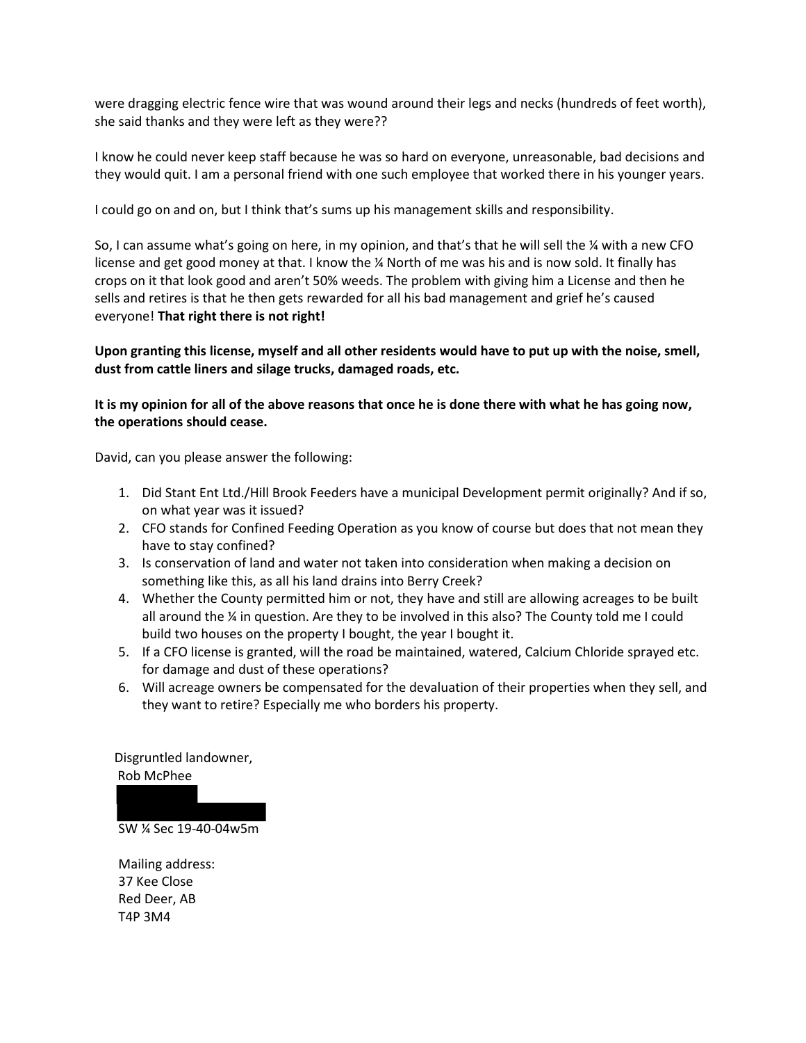were dragging electric fence wire that was wound around their legs and necks (hundreds of feet worth), she said thanks and they were left as they were??

I know he could never keep staff because he was so hard on everyone, unreasonable, bad decisions and they would quit. I am a personal friend with one such employee that worked there in his younger years.

I could go on and on, but I think that's sums up his management skills and responsibility.

So, I can assume what's going on here, in my opinion, and that's that he will sell the ¼ with a new CFO license and get good money at that. I know the ¼ North of me was his and is now sold. It finally has crops on it that look good and aren't 50% weeds. The problem with giving him a License and then he sells and retires is that he then gets rewarded for all his bad management and grief he's caused everyone! **That right there is not right!**

**Upon granting this license, myself and all other residents would have to put up with the noise, smell, dust from cattle liners and silage trucks, damaged roads, etc.**

**It is my opinion for all of the above reasons that once he is done there with what he has going now, the operations should cease.**

David, can you please answer the following:

1. Did Stant Ent Ltd./Hill Brook Feeders have a municipal Development permit originally? And if so, on what year was it issued?
2. CFO stands for Confined Feeding Operation as you know of course but does that not mean they have to stay confined?
3. Is conservation of land and water not taken into consideration when making a decision on something like this, as all his land drains into Berry Creek?
4. Whether the County permitted him or not, they have and still are allowing acreages to be built all around the ¼ in question. Are they to be involved in this also? The County told me I could build two houses on the property I bought, the year I bought it.
5. If a CFO license is granted, will the road be maintained, watered, Calcium Chloride sprayed etc. for damage and dust of these operations?
6. Will acreage owners be compensated for the devaluation of their properties when they sell, and they want to retire? Especially me who borders his property.

Disgruntled landowner,
Rob McPhee

SW ¼ Sec 19-40-04w5m

Mailing address:
37 Kee Close
Red Deer, AB
T4P 3M4